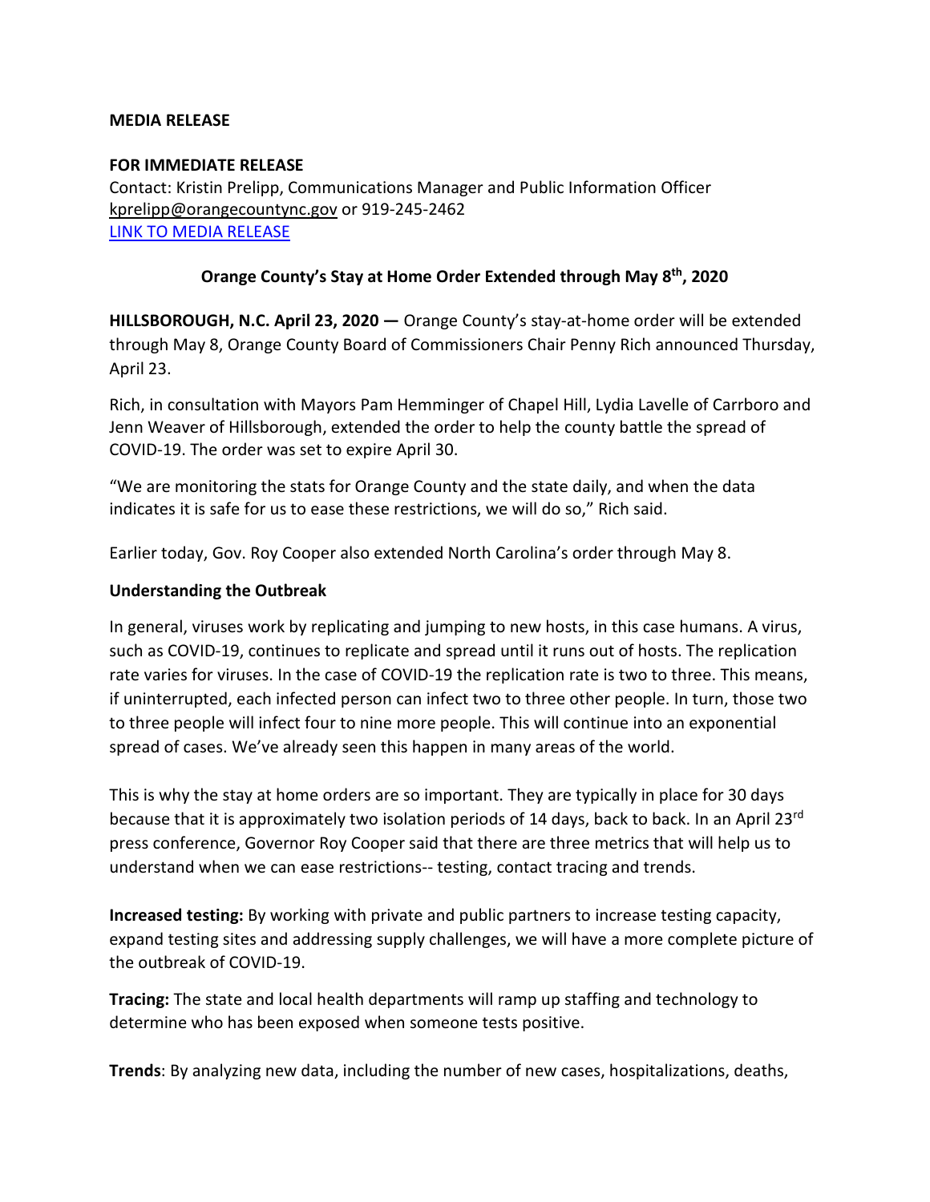**MEDIA RELEASE**

**FOR IMMEDIATE RELEASE**
Contact: Kristin Prelipp, Communications Manager and Public Information Officer
kprelipp@orangecountync.gov or 919-245-2462
LINK TO MEDIA RELEASE

## Orange County's Stay at Home Order Extended through May 8th, 2020

**HILLSBOROUGH, N.C. April 23, 2020 —** Orange County's stay-at-home order will be extended through May 8, Orange County Board of Commissioners Chair Penny Rich announced Thursday, April 23.

Rich, in consultation with Mayors Pam Hemminger of Chapel Hill, Lydia Lavelle of Carrboro and Jenn Weaver of Hillsborough, extended the order to help the county battle the spread of COVID-19. The order was set to expire April 30.

"We are monitoring the stats for Orange County and the state daily, and when the data indicates it is safe for us to ease these restrictions, we will do so," Rich said.

Earlier today, Gov. Roy Cooper also extended North Carolina's order through May 8.

### Understanding the Outbreak

In general, viruses work by replicating and jumping to new hosts, in this case humans. A virus, such as COVID-19, continues to replicate and spread until it runs out of hosts. The replication rate varies for viruses. In the case of COVID-19 the replication rate is two to three. This means, if uninterrupted, each infected person can infect two to three other people. In turn, those two to three people will infect four to nine more people. This will continue into an exponential spread of cases. We've already seen this happen in many areas of the world.

This is why the stay at home orders are so important. They are typically in place for 30 days because that it is approximately two isolation periods of 14 days, back to back. In an April 23rd press conference, Governor Roy Cooper said that there are three metrics that will help us to understand when we can ease restrictions-- testing, contact tracing and trends.

**Increased testing:** By working with private and public partners to increase testing capacity, expand testing sites and addressing supply challenges, we will have a more complete picture of the outbreak of COVID-19.

**Tracing:** The state and local health departments will ramp up staffing and technology to determine who has been exposed when someone tests positive.

**Trends**: By analyzing new data, including the number of new cases, hospitalizations, deaths,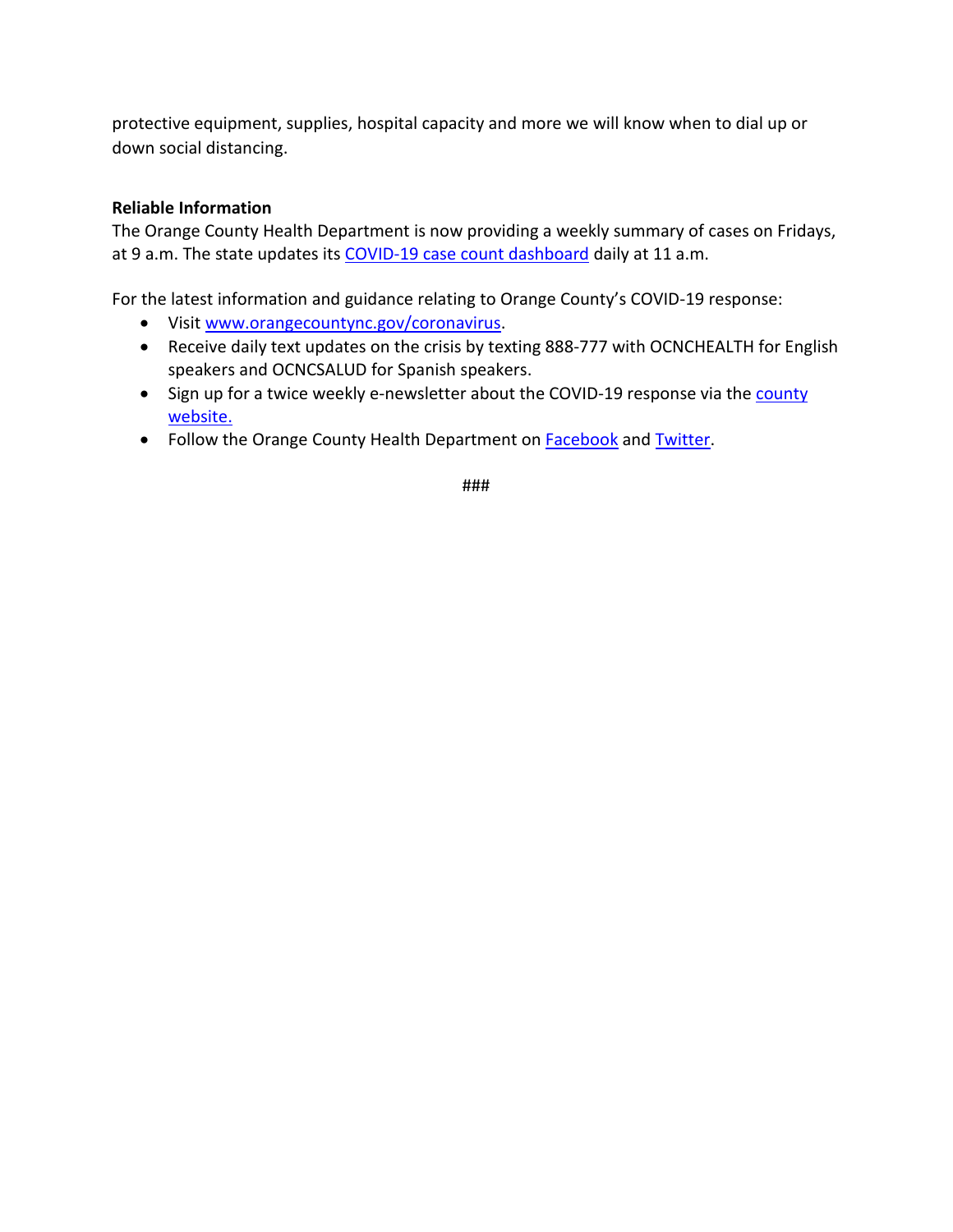protective equipment, supplies, hospital capacity and more we will know when to dial up or down social distancing.

**Reliable Information**

The Orange County Health Department is now providing a weekly summary of cases on Fridays, at 9 a.m. The state updates its COVID-19 case count dashboard daily at 11 a.m.

For the latest information and guidance relating to Orange County's COVID-19 response:

- Visit www.orangecountync.gov/coronavirus.
- Receive daily text updates on the crisis by texting 888-777 with OCNCHEALTH for English speakers and OCNCSALUD for Spanish speakers.
- Sign up for a twice weekly e-newsletter about the COVID-19 response via the county website.
- Follow the Orange County Health Department on Facebook and Twitter.

###